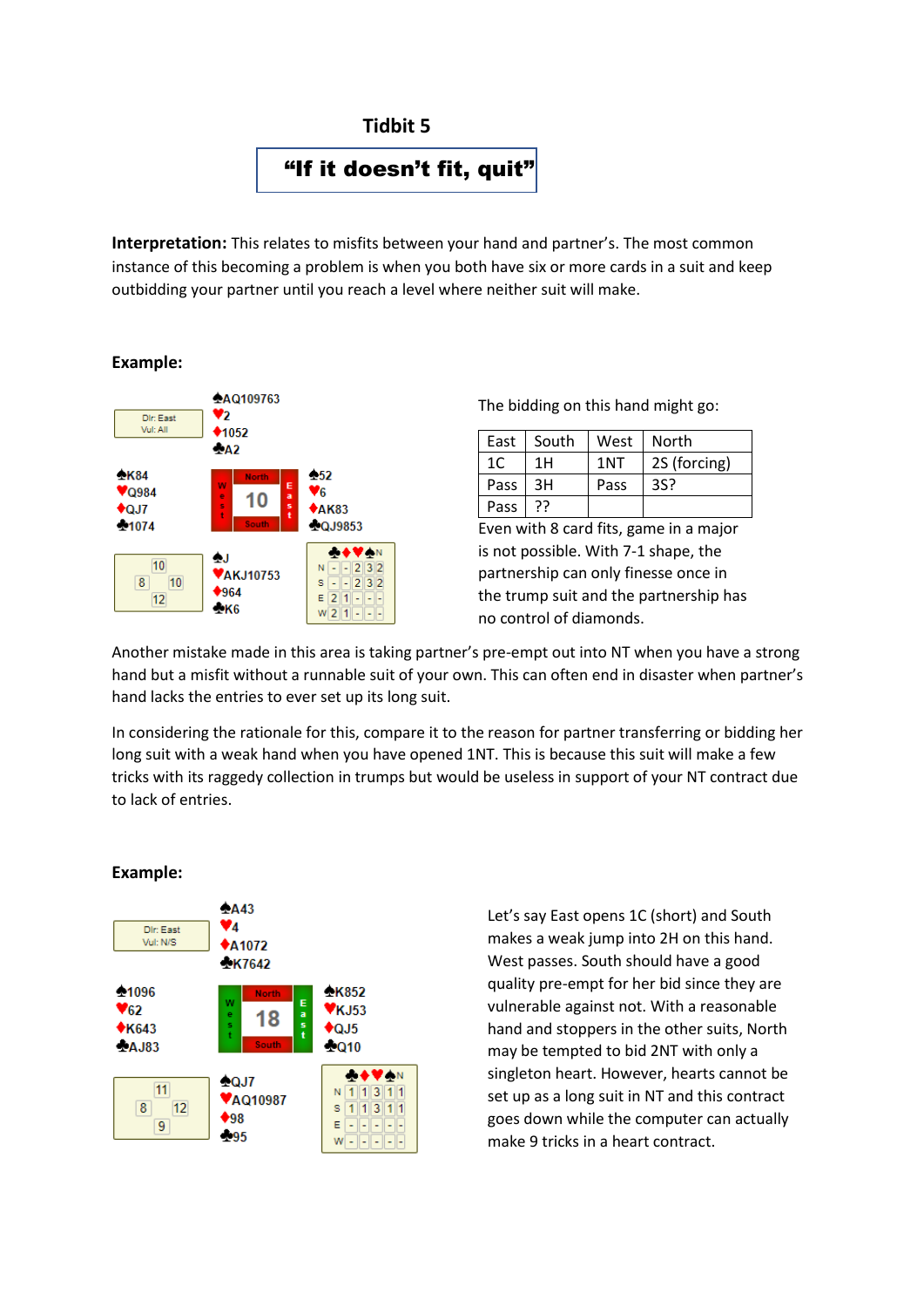# Tidbit 5

## "If it doesn't fit, quit"

**Interpretation:** This relates to misfits between your hand and partner's. The most common instance of this becoming a problem is when you both have six or more cards in a suit and keep outbidding your partner until you reach a level where neither suit will make.

**Example:**

Dlr: East
Vul: All

North: ♠AQ109763 ♥2 ♦1052 ♣A2

West: ♠K84 ♥Q984 ♦QJ7 ♣1074

East: ♠52 ♥6 ♦AK83 ♣QJ9853

South: ♠J ♥AKJ10753 ♦964 ♣K6

HCP: North 10, East 10, South 12, West 8

| | ♣ | ♦ | ♥ | ♠ | N |
|---|---|---|---|---|---|
| N | - | - | 2 | 3 | 2 |
| S | - | - | 2 | 3 | 2 |
| E | 2 | 1 | - | - | - |
| W | 2 | 1 | - | - | - |

The bidding on this hand might go:

| East | South | West | North |
|---|---|---|---|
| 1C | 1H | 1NT | 2S (forcing) |
| Pass | 3H | Pass | 3S? |
| Pass | ?? | | |

Even with 8 card fits, game in a major is not possible. With 7-1 shape, the partnership can only finesse once in the trump suit and the partnership has no control of diamonds.

Another mistake made in this area is taking partner's pre-empt out into NT when you have a strong hand but a misfit without a runnable suit of your own. This can often end in disaster when partner's hand lacks the entries to ever set up its long suit.

In considering the rationale for this, compare it to the reason for partner transferring or bidding her long suit with a weak hand when you have opened 1NT. This is because this suit will make a few tricks with its raggedy collection in trumps but would be useless in support of your NT contract due to lack of entries.

**Example:**

Dlr: East
Vul: N/S

North: ♠A43 ♥4 ♦A1072 ♣K7642

West: ♠1096 ♥62 ♦K643 ♣AJ83

East: ♠K852 ♥KJ53 ♦QJ5 ♣Q10

South: ♠QJ7 ♥AQ10987 ♦98 ♣95

HCP: North 11, East 12, South 9, West 8

| | ♣ | ♦ | ♥ | ♠ | N |
|---|---|---|---|---|---|
| N | 1 | 1 | 3 | 1 | 1 |
| S | 1 | 1 | 3 | 1 | 1 |
| E | - | - | - | - | - |
| W | - | - | - | - | - |

Let's say East opens 1C (short) and South makes a weak jump into 2H on this hand. West passes. South should have a good quality pre-empt for her bid since they are vulnerable against not. With a reasonable hand and stoppers in the other suits, North may be tempted to bid 2NT with only a singleton heart. However, hearts cannot be set up as a long suit in NT and this contract goes down while the computer can actually make 9 tricks in a heart contract.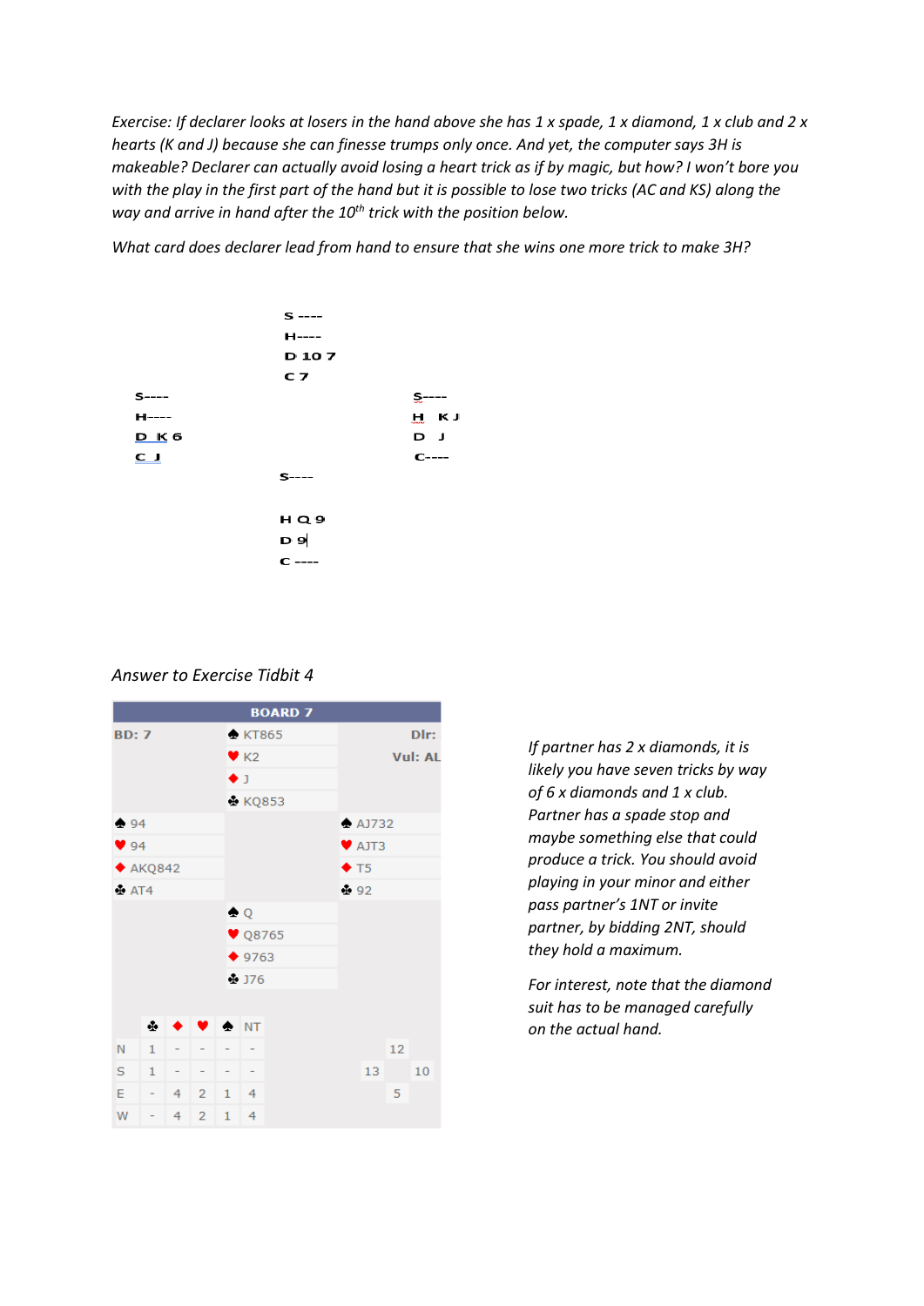*Exercise: If declarer looks at losers in the hand above she has 1 x spade, 1 x diamond, 1 x club and 2 x hearts (K and J) because she can finesse trumps only once. And yet, the computer says 3H is makeable? Declarer can actually avoid losing a heart trick as if by magic, but how? I won't bore you with the play in the first part of the hand but it is possible to lose two tricks (AC and KS) along the way and arrive in hand after the 10th trick with the position below.*

*What card does declarer lead from hand to ensure that she wins one more trick to make 3H?*

| | | |
|---|---|---|
| | S ----<br>H----<br>D 10 7<br>C 7 | |
| S----<br>H----<br>D K 6<br>C J | | S----<br>H K J<br>D J<br>C---- |
| | S----<br>H Q 9<br>D 9<br>C ---- | |

*Answer to Exercise Tidbit 4*

**BOARD 7**

| BD: 7 | | Dlr: Vul: AL |
|---|---|---|
| | ♠ KT865<br>♥ K2<br>♦ J<br>♣ KQ853 | |
| ♠ 94<br>♥ 94<br>♦ AKQ842<br>♣ AT4 | | ♠ AJ732<br>♥ AJT3<br>♦ T5<br>♣ 92 |
| | ♠ Q<br>♥ Q8765<br>♦ 9763<br>♣ J76 | |

| | ♣ | ♦ | ♥ | ♠ | NT |
|---|---|---|---|---|---|
| N | 1 | - | - | - | - |
| S | 1 | - | - | - | - |
| E | - | 4 | 2 | 1 | 4 |
| W | - | 4 | 2 | 1 | 4 |

12
13 10
5

*If partner has 2 x diamonds, it is likely you have seven tricks by way of 6 x diamonds and 1 x club. Partner has a spade stop and maybe something else that could produce a trick. You should avoid playing in your minor and either pass partner's 1NT or invite partner, by bidding 2NT, should they hold a maximum.*

*For interest, note that the diamond suit has to be managed carefully on the actual hand.*